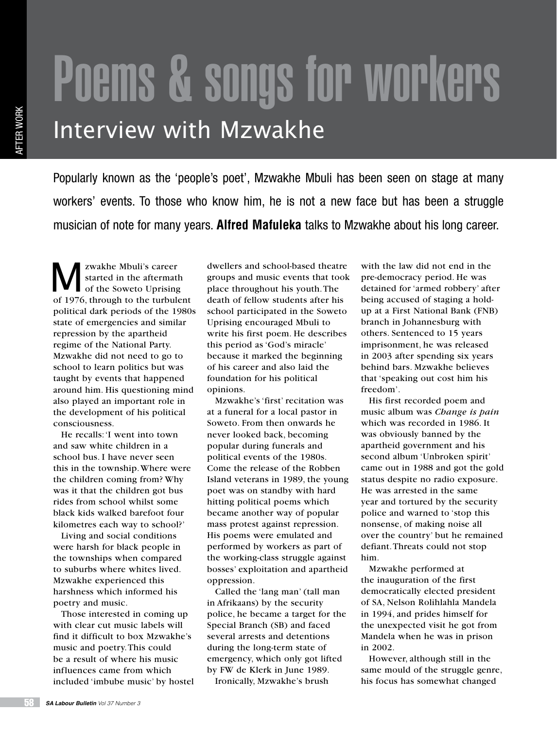# Poems & songs for workers

## Interview with Mzwakhe

Popularly known as the 'people's poet', Mzwakhe Mbuli has been seen on stage at many workers' events. To those who know him, he is not a new face but has been a struggle musician of note for many years. **Alfred Mafuleka** talks to Mzwakhe about his long career.

Mzwakhe Mbuli's career started in the aftermath of the Soweto Uprising of 1976, through to the turbulent political dark periods of the 1980s state of emergencies and similar repression by the apartheid regime of the National Party. Mzwakhe did not need to go to school to learn politics but was taught by events that happened around him. His questioning mind also played an important role in the development of his political consciousness.

He recalls: 'I went into town and saw white children in a school bus. I have never seen this in the township. Where were the children coming from? Why was it that the children got bus rides from school whilst some black kids walked barefoot four kilometres each way to school?'

Living and social conditions were harsh for black people in the townships when compared to suburbs where whites lived. Mzwakhe experienced this harshness which informed his poetry and music.

Those interested in coming up with clear cut music labels will find it difficult to box Mzwakhe's music and poetry. This could be a result of where his music influences came from which included 'imbube music' by hostel dwellers and school-based theatre groups and music events that took place throughout his youth. The death of fellow students after his school participated in the Soweto Uprising encouraged Mbuli to write his first poem. He describes this period as 'God's miracle' because it marked the beginning of his career and also laid the foundation for his political opinions.

Mzwakhe's 'first' recitation was at a funeral for a local pastor in Soweto. From then onwards he never looked back, becoming popular during funerals and political events of the 1980s. Come the release of the Robben Island veterans in 1989, the young poet was on standby with hard hitting political poems which became another way of popular mass protest against repression. His poems were emulated and performed by workers as part of the working-class struggle against bosses' exploitation and apartheid oppression.

Called the 'lang man' (tall man in Afrikaans) by the security police, he became a target for the Special Branch (SB) and faced several arrests and detentions during the long-term state of emergency, which only got lifted by FW de Klerk in June 1989.

Ironically, Mzwakhe's brush with the law did not end in the pre-democracy period. He was detained for 'armed robbery' after being accused of staging a hold-up at a First National Bank (FNB) branch in Johannesburg with others. Sentenced to 15 years imprisonment, he was released in 2003 after spending six years behind bars. Mzwakhe believes that 'speaking out cost him his freedom'.

His first recorded poem and music album was *Change is pain* which was recorded in 1986. It was obviously banned by the apartheid government and his second album 'Unbroken spirit' came out in 1988 and got the gold status despite no radio exposure. He was arrested in the same year and tortured by the security police and warned to 'stop this nonsense, of making noise all over the country' but he remained defiant. Threats could not stop him.

Mzwakhe performed at the inauguration of the first democratically elected president of SA, Nelson Rolihlahla Mandela in 1994, and prides himself for the unexpected visit he got from Mandela when he was in prison in 2002.

However, although still in the same mould of the struggle genre, his focus has somewhat changed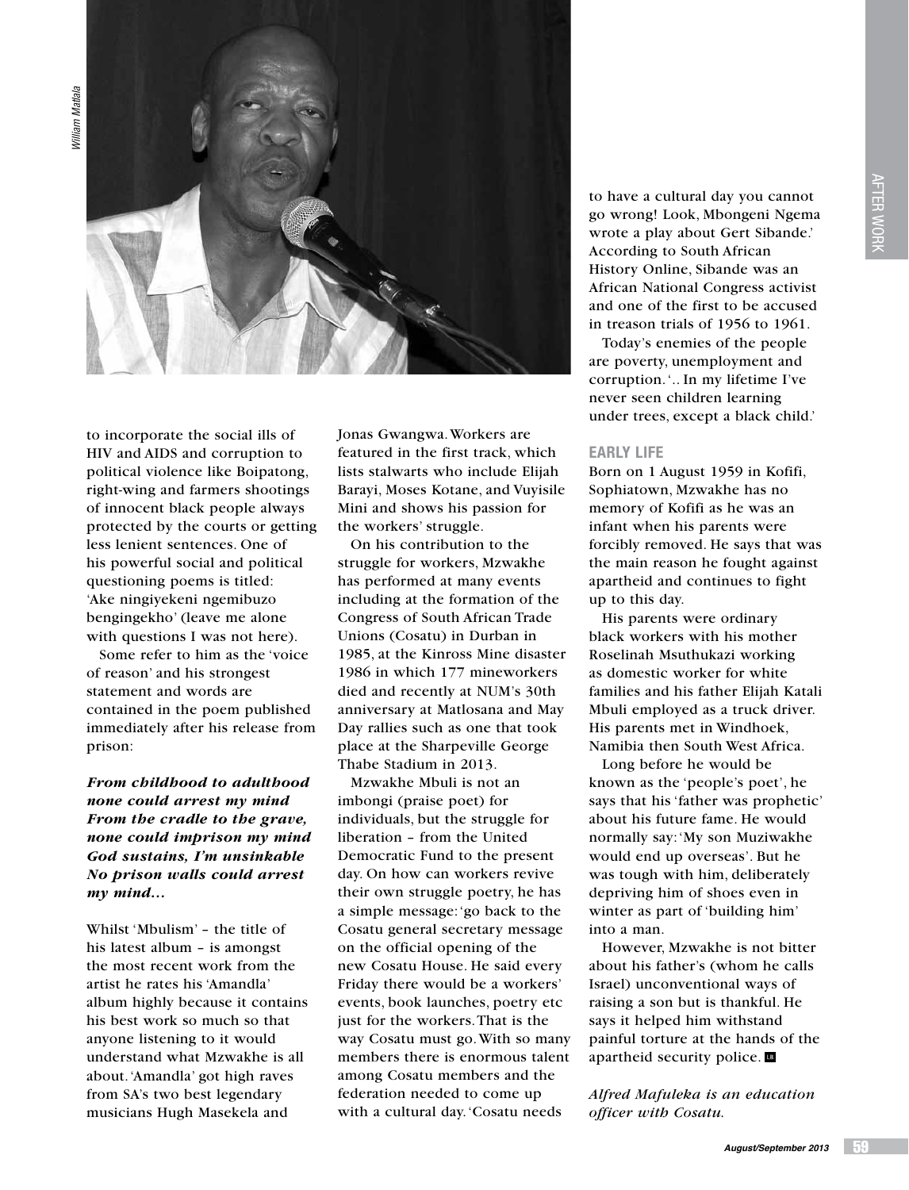to incorporate the social ills of HIV and AIDS and corruption to political violence like Boipatong, right-wing and farmers shootings of innocent black people always protected by the courts or getting less lenient sentences. One of his powerful social and political questioning poems is titled: 'Ake ningiyekeni ngemibuzo bengingekho' (leave me alone with questions I was not here).

Some refer to him as the 'voice of reason' and his strongest statement and words are contained in the poem published immediately after his release from prison:

***From childhood to adulthood none could arrest my mind From the cradle to the grave, none could imprison my mind God sustains, I'm unsinkable No prison walls could arrest my mind…***

Whilst 'Mbulism' – the title of his latest album – is amongst the most recent work from the artist he rates his 'Amandla' album highly because it contains his best work so much so that anyone listening to it would understand what Mzwakhe is all about. 'Amandla' got high raves from SA's two best legendary musicians Hugh Masekela and Jonas Gwangwa. Workers are featured in the first track, which lists stalwarts who include Elijah Barayi, Moses Kotane, and Vuyisile Mini and shows his passion for the workers' struggle.

On his contribution to the struggle for workers, Mzwakhe has performed at many events including at the formation of the Congress of South African Trade Unions (Cosatu) in Durban in 1985, at the Kinross Mine disaster 1986 in which 177 mineworkers died and recently at NUM's 30th anniversary at Matlosana and May Day rallies such as one that took place at the Sharpeville George Thabe Stadium in 2013.

Mzwakhe Mbuli is not an imbongi (praise poet) for individuals, but the struggle for liberation – from the United Democratic Fund to the present day. On how can workers revive their own struggle poetry, he has a simple message: 'go back to the Cosatu general secretary message on the official opening of the new Cosatu House. He said every Friday there would be a workers' events, book launches, poetry etc just for the workers. That is the way Cosatu must go. With so many members there is enormous talent among Cosatu members and the federation needed to come up with a cultural day. 'Cosatu needs to have a cultural day you cannot go wrong! Look, Mbongeni Ngema wrote a play about Gert Sibande.' According to South African History Online, Sibande was an African National Congress activist and one of the first to be accused in treason trials of 1956 to 1961.

Today's enemies of the people are poverty, unemployment and corruption. '.. In my lifetime I've never seen children learning under trees, except a black child.'

## EARLY LIFE

Born on 1 August 1959 in Kofifi, Sophiatown, Mzwakhe has no memory of Kofifi as he was an infant when his parents were forcibly removed. He says that was the main reason he fought against apartheid and continues to fight up to this day.

His parents were ordinary black workers with his mother Roselinah Msuthukazi working as domestic worker for white families and his father Elijah Katali Mbuli employed as a truck driver. His parents met in Windhoek, Namibia then South West Africa.

Long before he would be known as the 'people's poet', he says that his 'father was prophetic' about his future fame. He would normally say: 'My son Muziwakhe would end up overseas'. But he was tough with him, deliberately depriving him of shoes even in winter as part of 'building him' into a man.

However, Mzwakhe is not bitter about his father's (whom he calls Israel) unconventional ways of raising a son but is thankful. He says it helped him withstand painful torture at the hands of the apartheid security police.

*Alfred Mafuleka is an education officer with Cosatu.*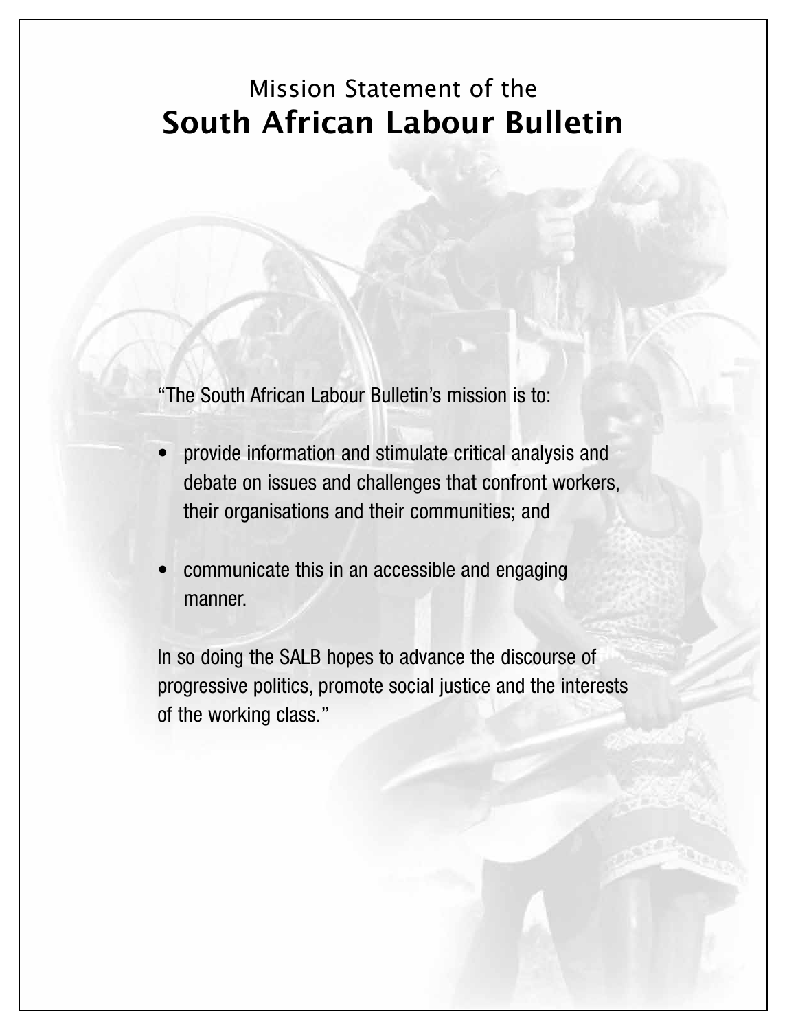# Mission Statement of the
# South African Labour Bulletin

"The South African Labour Bulletin's mission is to:

- provide information and stimulate critical analysis and debate on issues and challenges that confront workers, their organisations and their communities; and
- communicate this in an accessible and engaging manner.

In so doing the SALB hopes to advance the discourse of progressive politics, promote social justice and the interests of the working class."